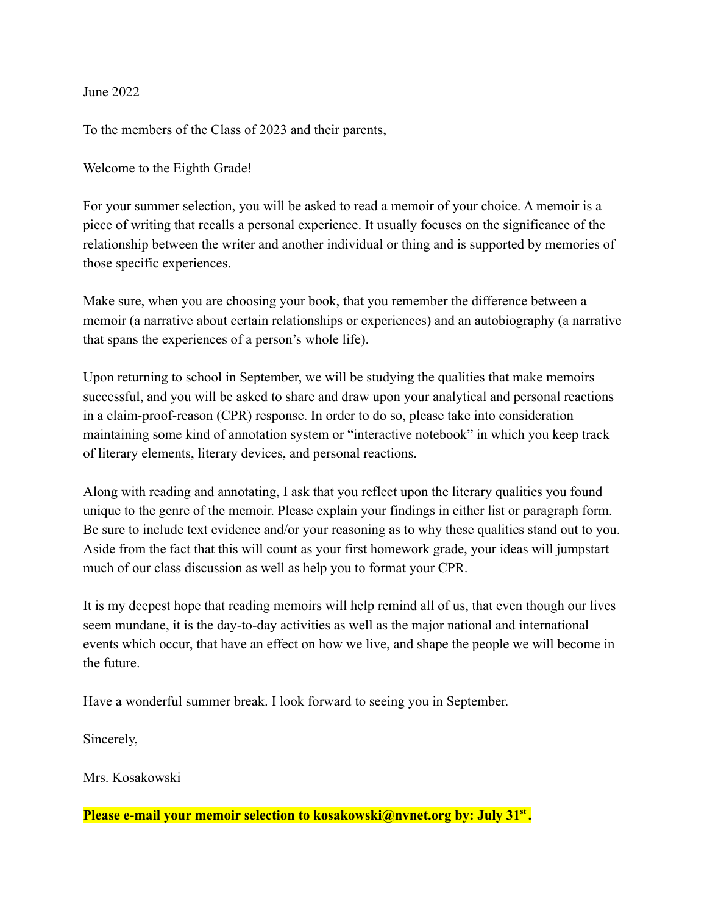June 2022

To the members of the Class of 2023 and their parents,

Welcome to the Eighth Grade!

For your summer selection, you will be asked to read a memoir of your choice. A memoir is a piece of writing that recalls a personal experience. It usually focuses on the significance of the relationship between the writer and another individual or thing and is supported by memories of those specific experiences.

Make sure, when you are choosing your book, that you remember the difference between a memoir (a narrative about certain relationships or experiences) and an autobiography (a narrative that spans the experiences of a person's whole life).

Upon returning to school in September, we will be studying the qualities that make memoirs successful, and you will be asked to share and draw upon your analytical and personal reactions in a claim-proof-reason (CPR) response. In order to do so, please take into consideration maintaining some kind of annotation system or "interactive notebook" in which you keep track of literary elements, literary devices, and personal reactions.

Along with reading and annotating, I ask that you reflect upon the literary qualities you found unique to the genre of the memoir. Please explain your findings in either list or paragraph form. Be sure to include text evidence and/or your reasoning as to why these qualities stand out to you. Aside from the fact that this will count as your first homework grade, your ideas will jumpstart much of our class discussion as well as help you to format your CPR.

It is my deepest hope that reading memoirs will help remind all of us, that even though our lives seem mundane, it is the day-to-day activities as well as the major national and international events which occur, that have an effect on how we live, and shape the people we will become in the future.

Have a wonderful summer break. I look forward to seeing you in September.

Sincerely,

Mrs. Kosakowski

**Please e-mail your memoir selection to kosakowski@nvnet.org by: July 31st.**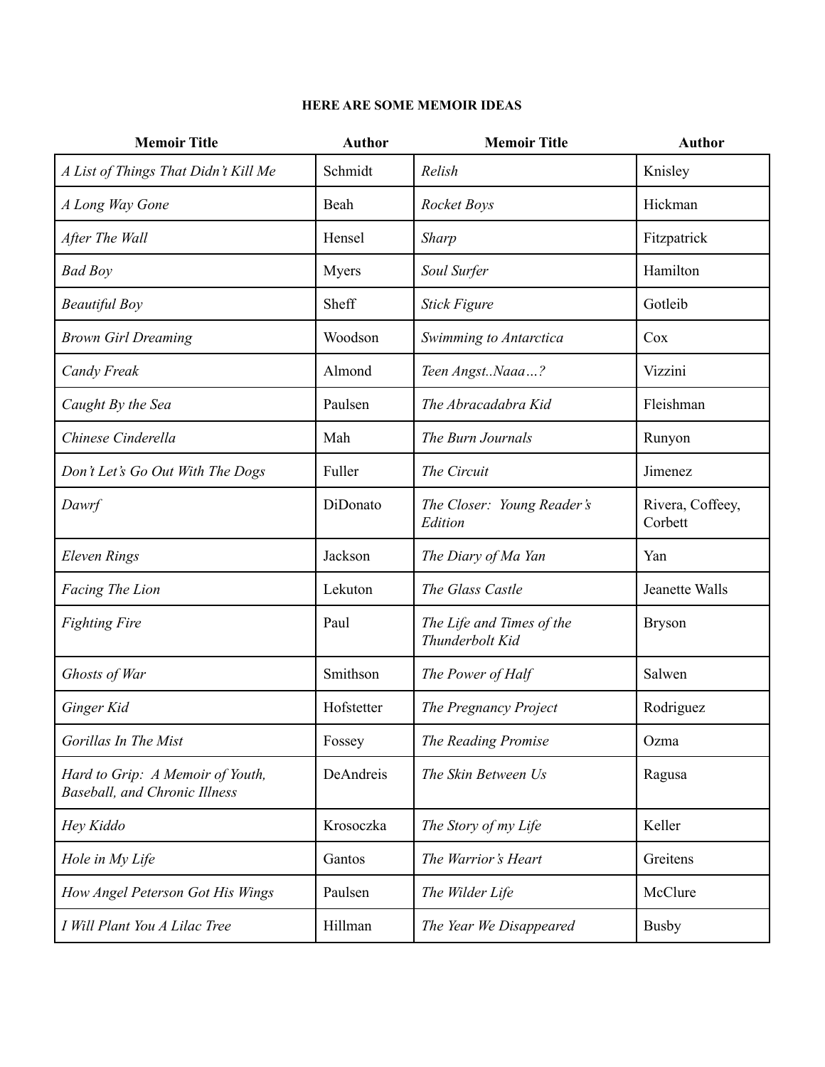**HERE ARE SOME MEMOIR IDEAS**

| Memoir Title | Author | Memoir Title | Author |
|---|---|---|---|
| *A List of Things That Didn't Kill Me* | Schmidt | *Relish* | Knisley |
| *A Long Way Gone* | Beah | *Rocket Boys* | Hickman |
| *After The Wall* | Hensel | *Sharp* | Fitzpatrick |
| *Bad Boy* | Myers | *Soul Surfer* | Hamilton |
| *Beautiful Boy* | Sheff | *Stick Figure* | Gotleib |
| *Brown Girl Dreaming* | Woodson | *Swimming to Antarctica* | Cox |
| *Candy Freak* | Almond | *Teen Angst..Naaa…?* | Vizzini |
| *Caught By the Sea* | Paulsen | *The Abracadabra Kid* | Fleishman |
| *Chinese Cinderella* | Mah | *The Burn Journals* | Runyon |
| *Don't Let's Go Out With The Dogs* | Fuller | *The Circuit* | Jimenez |
| *Dawrf* | DiDonato | *The Closer: Young Reader's Edition* | Rivera, Coffeey, Corbett |
| *Eleven Rings* | Jackson | *The Diary of Ma Yan* | Yan |
| *Facing The Lion* | Lekuton | *The Glass Castle* | Jeanette Walls |
| *Fighting Fire* | Paul | *The Life and Times of the Thunderbolt Kid* | Bryson |
| *Ghosts of War* | Smithson | *The Power of Half* | Salwen |
| *Ginger Kid* | Hofstetter | *The Pregnancy Project* | Rodriguez |
| *Gorillas In The Mist* | Fossey | *The Reading Promise* | Ozma |
| *Hard to Grip: A Memoir of Youth, Baseball, and Chronic Illness* | DeAndreis | *The Skin Between Us* | Ragusa |
| *Hey Kiddo* | Krosoczka | *The Story of my Life* | Keller |
| *Hole in My Life* | Gantos | *The Warrior's Heart* | Greitens |
| *How Angel Peterson Got His Wings* | Paulsen | *The Wilder Life* | McClure |
| *I Will Plant You A Lilac Tree* | Hillman | *The Year We Disappeared* | Busby |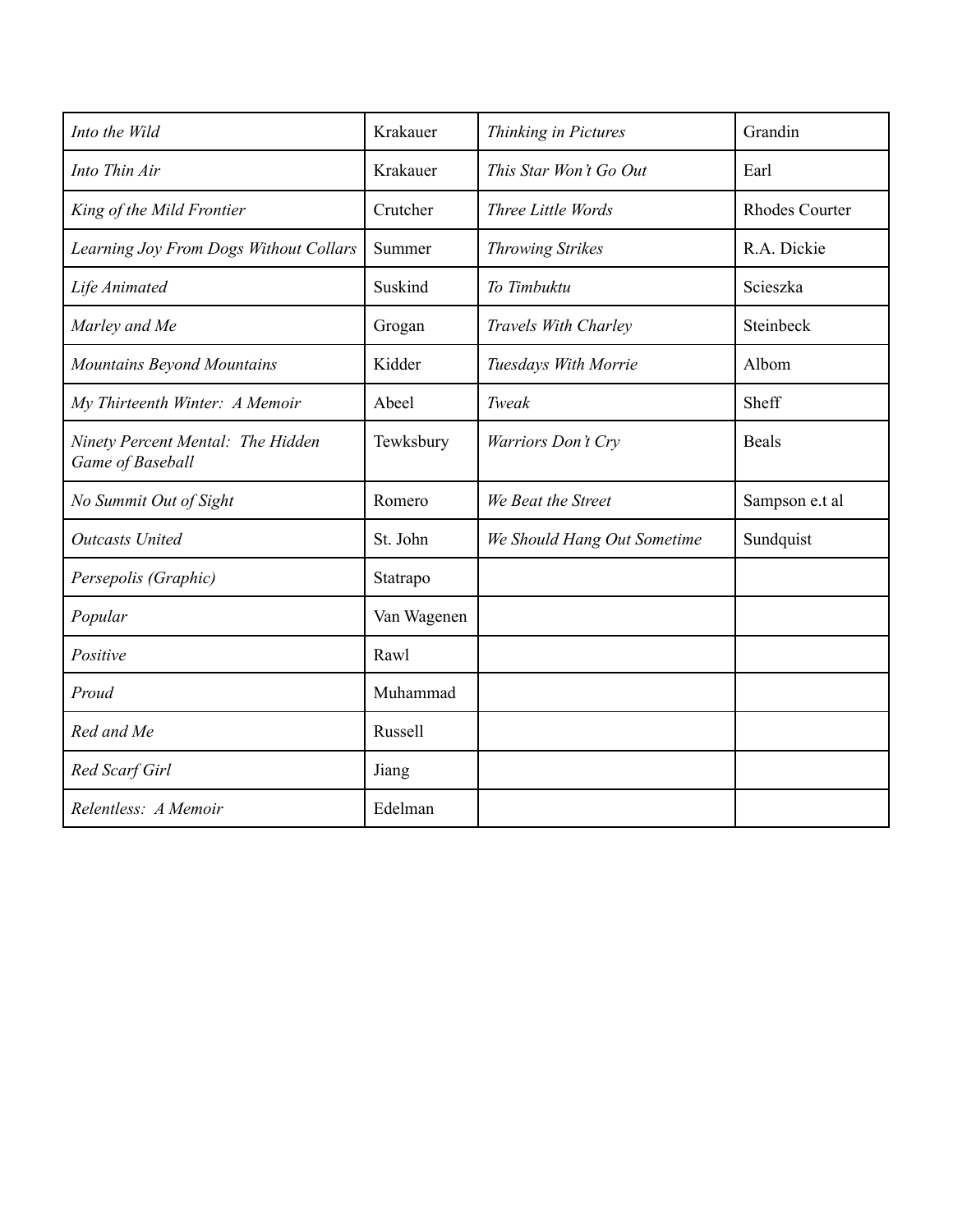| | | | |
|---|---|---|---|
| *Into the Wild* | Krakauer | *Thinking in Pictures* | Grandin |
| *Into Thin Air* | Krakauer | *This Star Won't Go Out* | Earl |
| *King of the Mild Frontier* | Crutcher | *Three Little Words* | Rhodes Courter |
| *Learning Joy From Dogs Without Collars* | Summer | *Throwing Strikes* | R.A. Dickie |
| *Life Animated* | Suskind | *To Timbuktu* | Scieszka |
| *Marley and Me* | Grogan | *Travels With Charley* | Steinbeck |
| *Mountains Beyond Mountains* | Kidder | *Tuesdays With Morrie* | Albom |
| *My Thirteenth Winter: A Memoir* | Abeel | *Tweak* | Sheff |
| *Ninety Percent Mental: The Hidden Game of Baseball* | Tewksbury | *Warriors Don't Cry* | Beals |
| *No Summit Out of Sight* | Romero | *We Beat the Street* | Sampson e.t al |
| *Outcasts United* | St. John | *We Should Hang Out Sometime* | Sundquist |
| *Persepolis (Graphic)* | Statrapo | | |
| *Popular* | Van Wagenen | | |
| *Positive* | Rawl | | |
| *Proud* | Muhammad | | |
| *Red and Me* | Russell | | |
| *Red Scarf Girl* | Jiang | | |
| *Relentless: A Memoir* | Edelman | | |